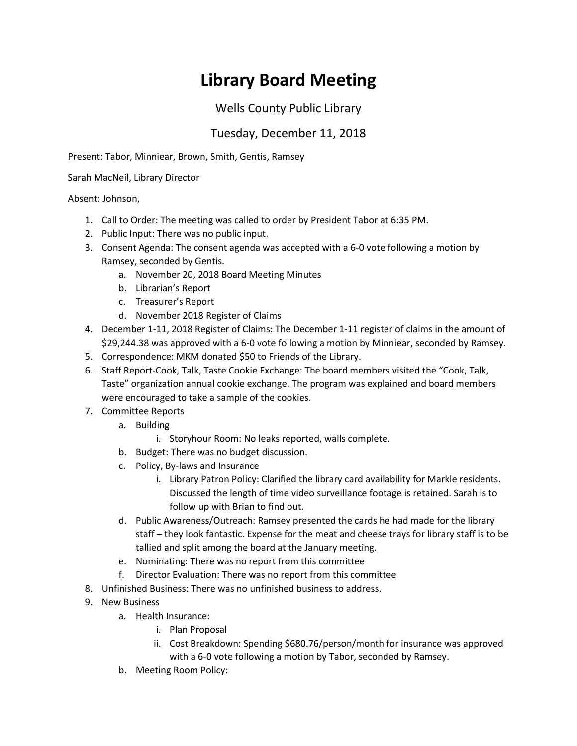# Library Board Meeting

Wells County Public Library

Tuesday, December 11, 2018

Present: Tabor, Minniear, Brown, Smith, Gentis, Ramsey

Sarah MacNeil, Library Director

Absent: Johnson,

1. Call to Order: The meeting was called to order by President Tabor at 6:35 PM.
2. Public Input: There was no public input.
3. Consent Agenda: The consent agenda was accepted with a 6-0 vote following a motion by Ramsey, seconded by Gentis.
    a. November 20, 2018 Board Meeting Minutes
    b. Librarian's Report
    c. Treasurer's Report
    d. November 2018 Register of Claims
4. December 1-11, 2018 Register of Claims: The December 1-11 register of claims in the amount of $29,244.38 was approved with a 6-0 vote following a motion by Minniear, seconded by Ramsey.
5. Correspondence: MKM donated $50 to Friends of the Library.
6. Staff Report-Cook, Talk, Taste Cookie Exchange: The board members visited the "Cook, Talk, Taste" organization annual cookie exchange. The program was explained and board members were encouraged to take a sample of the cookies.
7. Committee Reports
    a. Building
        i. Storyhour Room: No leaks reported, walls complete.
    b. Budget: There was no budget discussion.
    c. Policy, By-laws and Insurance
        i. Library Patron Policy: Clarified the library card availability for Markle residents. Discussed the length of time video surveillance footage is retained. Sarah is to follow up with Brian to find out.
    d. Public Awareness/Outreach: Ramsey presented the cards he had made for the library staff – they look fantastic. Expense for the meat and cheese trays for library staff is to be tallied and split among the board at the January meeting.
    e. Nominating: There was no report from this committee
    f. Director Evaluation: There was no report from this committee
8. Unfinished Business: There was no unfinished business to address.
9. New Business
    a. Health Insurance:
        i. Plan Proposal
        ii. Cost Breakdown: Spending $680.76/person/month for insurance was approved with a 6-0 vote following a motion by Tabor, seconded by Ramsey.
    b. Meeting Room Policy: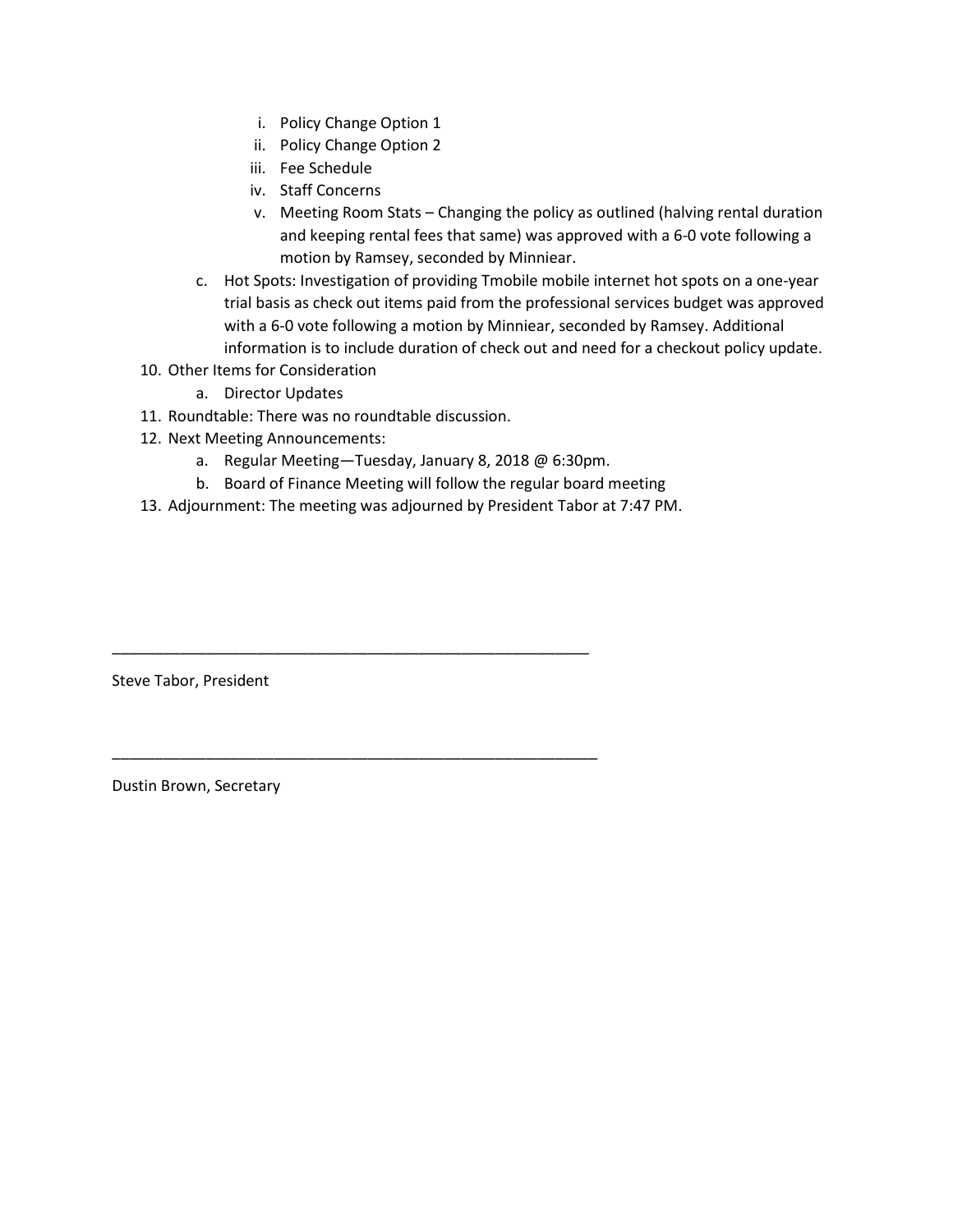i. Policy Change Option 1
        ii. Policy Change Option 2
        iii. Fee Schedule
        iv. Staff Concerns
        v. Meeting Room Stats – Changing the policy as outlined (halving rental duration and keeping rental fees that same) was approved with a 6-0 vote following a motion by Ramsey, seconded by Minniear.
    c. Hot Spots: Investigation of providing Tmobile mobile internet hot spots on a one-year trial basis as check out items paid from the professional services budget was approved with a 6-0 vote following a motion by Minniear, seconded by Ramsey. Additional information is to include duration of check out and need for a checkout policy update.

10. Other Items for Consideration
    a. Director Updates
11. Roundtable: There was no roundtable discussion.
12. Next Meeting Announcements:
    a. Regular Meeting—Tuesday, January 8, 2018 @ 6:30pm.
    b. Board of Finance Meeting will follow the regular board meeting
13. Adjournment: The meeting was adjourned by President Tabor at 7:47 PM.

\_\_\_\_\_\_\_\_\_\_\_\_\_\_\_\_\_\_\_\_\_\_\_\_\_\_\_\_\_\_\_\_\_\_\_\_\_\_\_\_\_\_\_\_\_\_\_\_\_\_

Steve Tabor, President

\_\_\_\_\_\_\_\_\_\_\_\_\_\_\_\_\_\_\_\_\_\_\_\_\_\_\_\_\_\_\_\_\_\_\_\_\_\_\_\_\_\_\_\_\_\_\_\_\_\_

Dustin Brown, Secretary